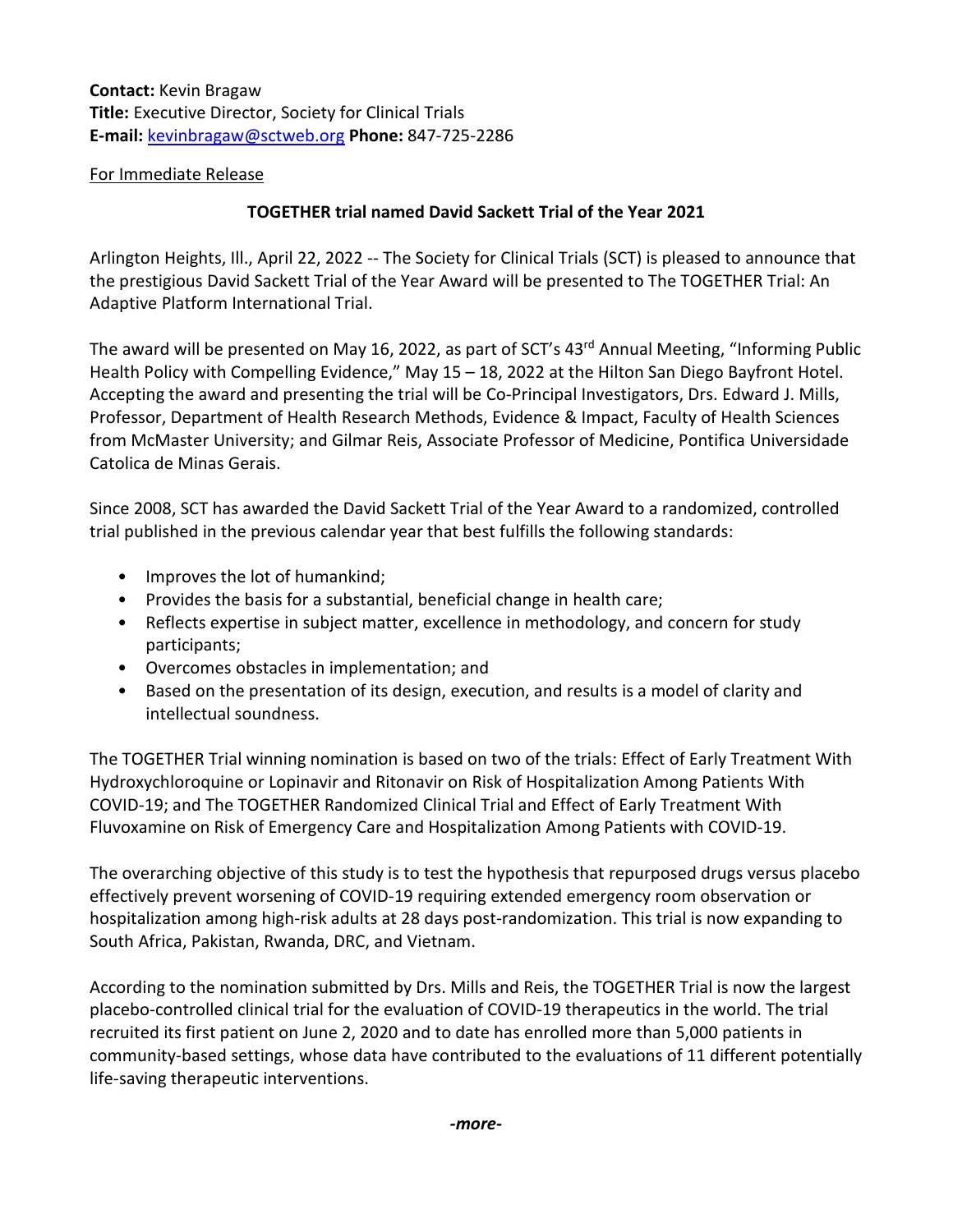**Contact:** Kevin Bragaw
**Title:** Executive Director, Society for Clinical Trials
**E-mail:** kevinbragaw@sctweb.org **Phone:** 847-725-2286

For Immediate Release

**TOGETHER trial named David Sackett Trial of the Year 2021**

Arlington Heights, Ill., April 22, 2022 -- The Society for Clinical Trials (SCT) is pleased to announce that the prestigious David Sackett Trial of the Year Award will be presented to The TOGETHER Trial: An Adaptive Platform International Trial.

The award will be presented on May 16, 2022, as part of SCT's 43rd Annual Meeting, "Informing Public Health Policy with Compelling Evidence," May 15 – 18, 2022 at the Hilton San Diego Bayfront Hotel. Accepting the award and presenting the trial will be Co-Principal Investigators, Drs. Edward J. Mills, Professor, Department of Health Research Methods, Evidence & Impact, Faculty of Health Sciences from McMaster University; and Gilmar Reis, Associate Professor of Medicine, Pontifica Universidade Catolica de Minas Gerais.

Since 2008, SCT has awarded the David Sackett Trial of the Year Award to a randomized, controlled trial published in the previous calendar year that best fulfills the following standards:

- Improves the lot of humankind;
- Provides the basis for a substantial, beneficial change in health care;
- Reflects expertise in subject matter, excellence in methodology, and concern for study participants;
- Overcomes obstacles in implementation; and
- Based on the presentation of its design, execution, and results is a model of clarity and intellectual soundness.

The TOGETHER Trial winning nomination is based on two of the trials: Effect of Early Treatment With Hydroxychloroquine or Lopinavir and Ritonavir on Risk of Hospitalization Among Patients With COVID-19; and The TOGETHER Randomized Clinical Trial and Effect of Early Treatment With Fluvoxamine on Risk of Emergency Care and Hospitalization Among Patients with COVID-19.

The overarching objective of this study is to test the hypothesis that repurposed drugs versus placebo effectively prevent worsening of COVID-19 requiring extended emergency room observation or hospitalization among high-risk adults at 28 days post-randomization. This trial is now expanding to South Africa, Pakistan, Rwanda, DRC, and Vietnam.

According to the nomination submitted by Drs. Mills and Reis, the TOGETHER Trial is now the largest placebo-controlled clinical trial for the evaluation of COVID-19 therapeutics in the world. The trial recruited its first patient on June 2, 2020 and to date has enrolled more than 5,000 patients in community-based settings, whose data have contributed to the evaluations of 11 different potentially life-saving therapeutic interventions.

*-more-*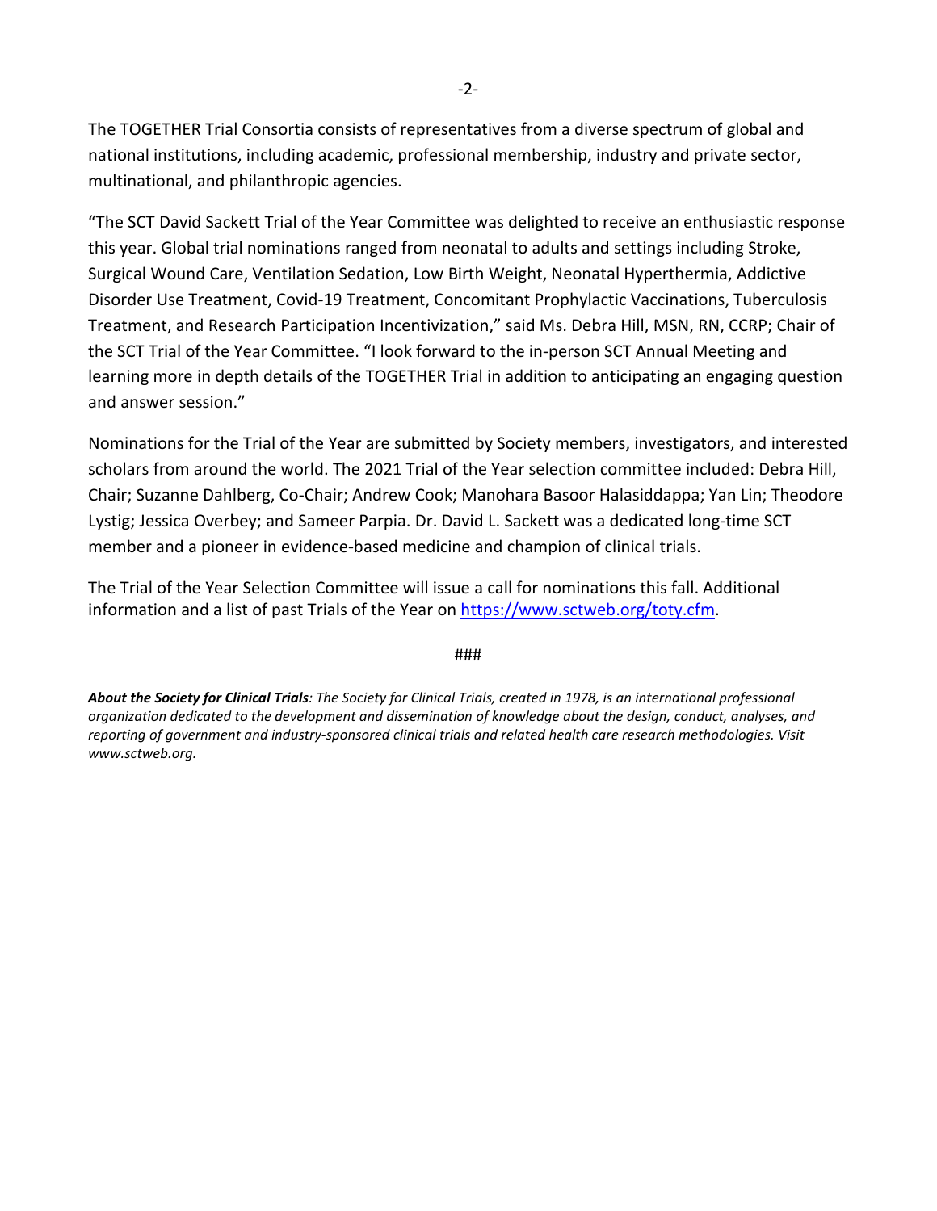The TOGETHER Trial Consortia consists of representatives from a diverse spectrum of global and national institutions, including academic, professional membership, industry and private sector, multinational, and philanthropic agencies.

"The SCT David Sackett Trial of the Year Committee was delighted to receive an enthusiastic response this year. Global trial nominations ranged from neonatal to adults and settings including Stroke, Surgical Wound Care, Ventilation Sedation, Low Birth Weight, Neonatal Hyperthermia, Addictive Disorder Use Treatment, Covid-19 Treatment, Concomitant Prophylactic Vaccinations, Tuberculosis Treatment, and Research Participation Incentivization," said Ms. Debra Hill, MSN, RN, CCRP; Chair of the SCT Trial of the Year Committee. "I look forward to the in-person SCT Annual Meeting and learning more in depth details of the TOGETHER Trial in addition to anticipating an engaging question and answer session."

Nominations for the Trial of the Year are submitted by Society members, investigators, and interested scholars from around the world. The 2021 Trial of the Year selection committee included: Debra Hill, Chair; Suzanne Dahlberg, Co-Chair; Andrew Cook; Manohara Basoor Halasiddappa; Yan Lin; Theodore Lystig; Jessica Overbey; and Sameer Parpia. Dr. David L. Sackett was a dedicated long-time SCT member and a pioneer in evidence-based medicine and champion of clinical trials.

The Trial of the Year Selection Committee will issue a call for nominations this fall. Additional information and a list of past Trials of the Year on [https://www.sctweb.org/toty.cfm](https://www.sctweb.org/toty.cfm).

###

***About the Society for Clinical Trials**: The Society for Clinical Trials, created in 1978, is an international professional organization dedicated to the development and dissemination of knowledge about the design, conduct, analyses, and reporting of government and industry-sponsored clinical trials and related health care research methodologies. Visit www.sctweb.org.*